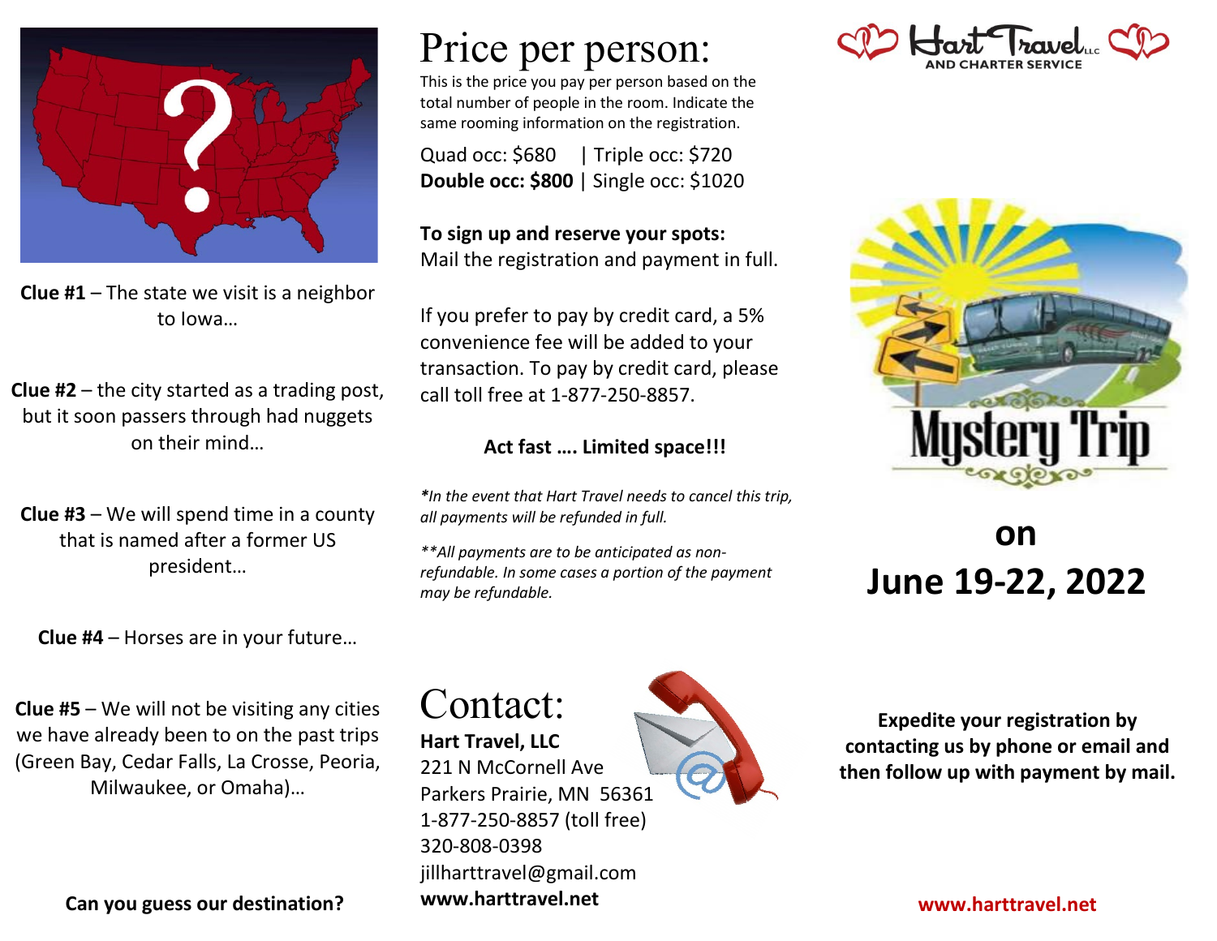**Clue #1** – The state we visit is a neighbor to Iowa…

**Clue #2** – the city started as a trading post, but it soon passers through had nuggets on their mind…

**Clue #3** – We will spend time in a county that is named after a former US president…

**Clue #4** – Horses are in your future…

**Clue #5** – We will not be visiting any cities we have already been to on the past trips (Green Bay, Cedar Falls, La Crosse, Peoria, Milwaukee, or Omaha)…

**Can you guess our destination?**

# Price per person:

This is the price you pay per person based on the total number of people in the room. Indicate the same rooming information on the registration.

Quad occ: $680 | Triple occ: $720
**Double occ: $800** | Single occ: $1020

**To sign up and reserve your spots:**
Mail the registration and payment in full.

If you prefer to pay by credit card, a 5% convenience fee will be added to your transaction. To pay by credit card, please call toll free at 1-877-250-8857.

**Act fast …. Limited space!!!**

*\*In the event that Hart Travel needs to cancel this trip, all payments will be refunded in full.*

*\*\*All payments are to be anticipated as non-refundable. In some cases a portion of the payment may be refundable.*

# Contact:

**Hart Travel, LLC**
221 N McCornell Ave
Parkers Prairie, MN 56361
1-877-250-8857 (toll free)
320-808-0398
jillharttravel@gmail.com
**www.harttravel.net**

Hart Travel LLC AND CHARTER SERVICE

Mystery Trip

## on June 19-22, 2022

**Expedite your registration by contacting us by phone or email and then follow up with payment by mail.**

**www.harttravel.net**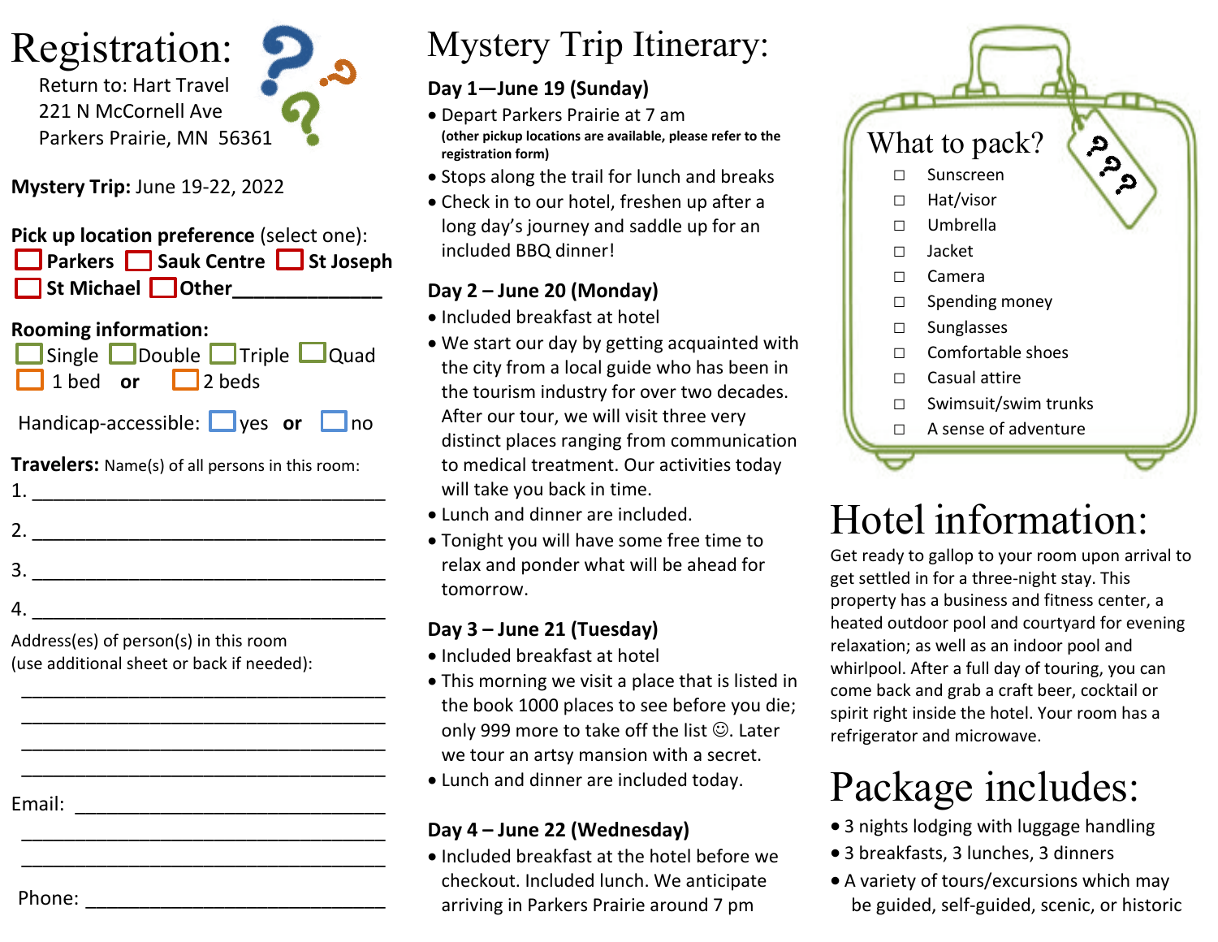# Registration:

Return to: Hart Travel
221 N McCornell Ave
Parkers Prairie, MN 56361

**Mystery Trip:** June 19-22, 2022

**Pick up location preference** (select one):

☐ **Parkers** ☐ **Sauk Centre** ☐ **St Joseph**
☐ **St Michael** ☐ **Other**______________

**Rooming information:**

☐ Single ☐ Double ☐ Triple ☐ Quad
☐ 1 bed **or** ☐ 2 beds

Handicap-accessible: ☐ yes **or** ☐ no

**Travelers:** Name(s) of all persons in this room:

1. ___________________________________
2. ___________________________________
3. ___________________________________
4. ___________________________________

Address(es) of person(s) in this room
(use additional sheet or back if needed):

___________________________________
___________________________________
___________________________________
___________________________________

Email: ______________________________
___________________________________
___________________________________

Phone: ______________________________

# Mystery Trip Itinerary:

**Day 1—June 19 (Sunday)**

- Depart Parkers Prairie at 7 am
  **(other pickup locations are available, please refer to the registration form)**
- Stops along the trail for lunch and breaks
- Check in to our hotel, freshen up after a long day's journey and saddle up for an included BBQ dinner!

**Day 2 – June 20 (Monday)**

- Included breakfast at hotel
- We start our day by getting acquainted with the city from a local guide who has been in the tourism industry for over two decades. After our tour, we will visit three very distinct places ranging from communication to medical treatment. Our activities today will take you back in time.
- Lunch and dinner are included.
- Tonight you will have some free time to relax and ponder what will be ahead for tomorrow.

**Day 3 – June 21 (Tuesday)**

- Included breakfast at hotel
- This morning we visit a place that is listed in the book 1000 places to see before you die; only 999 more to take off the list ☺. Later we tour an artsy mansion with a secret.
- Lunch and dinner are included today.

**Day 4 – June 22 (Wednesday)**

- Included breakfast at the hotel before we checkout. Included lunch. We anticipate arriving in Parkers Prairie around 7 pm

## What to pack?

- ☐ Sunscreen
- ☐ Hat/visor
- ☐ Umbrella
- ☐ Jacket
- ☐ Camera
- ☐ Spending money
- ☐ Sunglasses
- ☐ Comfortable shoes
- ☐ Casual attire
- ☐ Swimsuit/swim trunks
- ☐ A sense of adventure

# Hotel information:

Get ready to gallop to your room upon arrival to get settled in for a three-night stay. This property has a business and fitness center, a heated outdoor pool and courtyard for evening relaxation; as well as an indoor pool and whirlpool. After a full day of touring, you can come back and grab a craft beer, cocktail or spirit right inside the hotel. Your room has a refrigerator and microwave.

# Package includes:

- 3 nights lodging with luggage handling
- 3 breakfasts, 3 lunches, 3 dinners
- A variety of tours/excursions which may be guided, self-guided, scenic, or historic